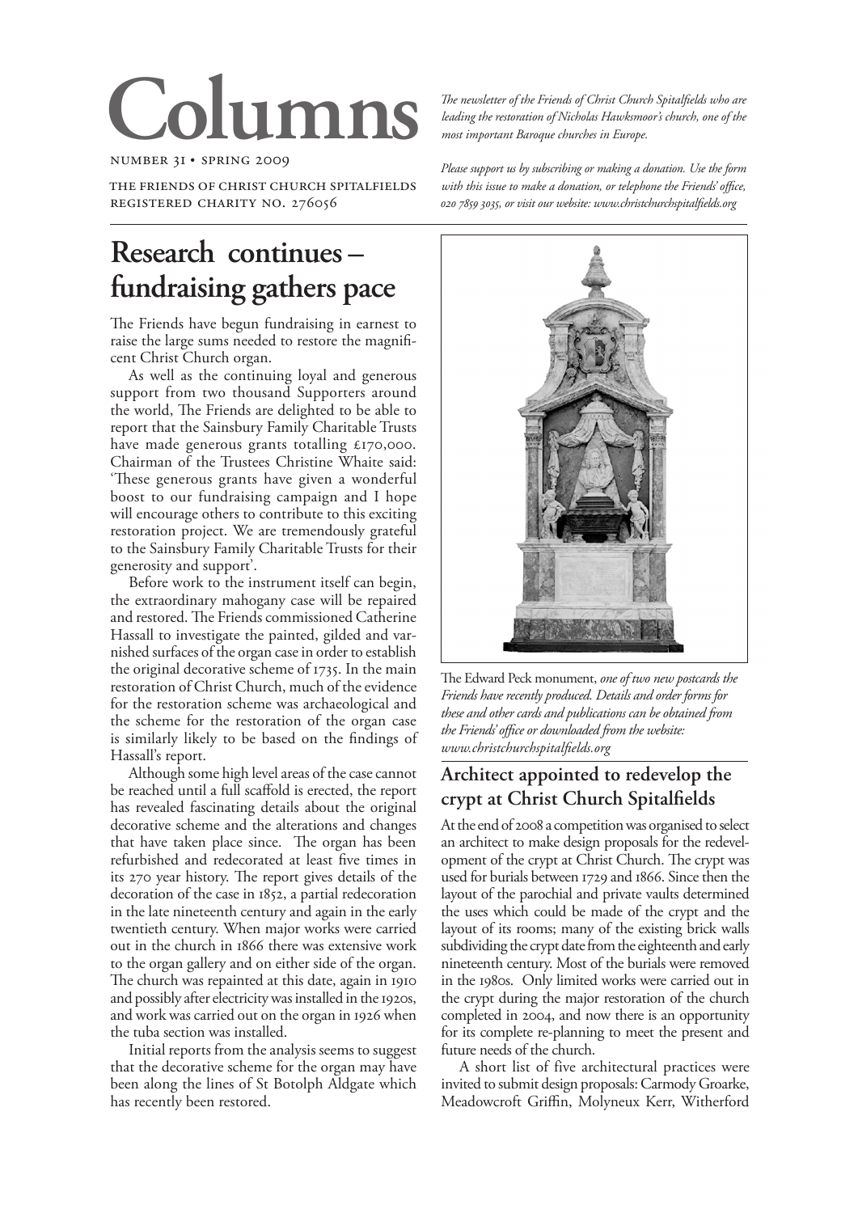# Columns

NUMBER 31 • SPRING 2009

THE FRIENDS OF CHRIST CHURCH SPITALFIELDS
REGISTERED CHARITY NO. 276056

*The newsletter of the Friends of Christ Church Spitalfields who are leading the restoration of Nicholas Hawksmoor's church, one of the most important Baroque churches in Europe.*

*Please support us by subscribing or making a donation. Use the form with this issue to make a donation, or telephone the Friends' office, 020 7859 3035, or visit our website: www.christchurchspitalfields.org*

## Research continues – fundraising gathers pace

The Friends have begun fundraising in earnest to raise the large sums needed to restore the magnificent Christ Church organ.

As well as the continuing loyal and generous support from two thousand Supporters around the world, The Friends are delighted to be able to report that the Sainsbury Family Charitable Trusts have made generous grants totalling £170,000. Chairman of the Trustees Christine Whaite said: 'These generous grants have given a wonderful boost to our fundraising campaign and I hope will encourage others to contribute to this exciting restoration project. We are tremendously grateful to the Sainsbury Family Charitable Trusts for their generosity and support'.

Before work to the instrument itself can begin, the extraordinary mahogany case will be repaired and restored. The Friends commissioned Catherine Hassall to investigate the painted, gilded and varnished surfaces of the organ case in order to establish the original decorative scheme of 1735. In the main restoration of Christ Church, much of the evidence for the restoration scheme was archaeological and the scheme for the restoration of the organ case is similarly likely to be based on the findings of Hassall's report.

Although some high level areas of the case cannot be reached until a full scaffold is erected, the report has revealed fascinating details about the original decorative scheme and the alterations and changes that have taken place since. The organ has been refurbished and redecorated at least five times in its 270 year history. The report gives details of the decoration of the case in 1852, a partial redecoration in the late nineteenth century and again in the early twentieth century. When major works were carried out in the church in 1866 there was extensive work to the organ gallery and on either side of the organ. The church was repainted at this date, again in 1910 and possibly after electricity was installed in the 1920s, and work was carried out on the organ in 1926 when the tuba section was installed.

Initial reports from the analysis seems to suggest that the decorative scheme for the organ may have been along the lines of St Botolph Aldgate which has recently been restored.

The Edward Peck monument, *one of two new postcards the Friends have recently produced. Details and order forms for these and other cards and publications can be obtained from the Friends' office or downloaded from the website: www.christchurchspitalfields.org*

### Architect appointed to redevelop the crypt at Christ Church Spitalfields

At the end of 2008 a competition was organised to select an architect to make design proposals for the redevelopment of the crypt at Christ Church. The crypt was used for burials between 1729 and 1866. Since then the layout of the parochial and private vaults determined the uses which could be made of the crypt and the layout of its rooms; many of the existing brick walls subdividing the crypt date from the eighteenth and early nineteenth century. Most of the burials were removed in the 1980s. Only limited works were carried out in the crypt during the major restoration of the church completed in 2004, and now there is an opportunity for its complete re-planning to meet the present and future needs of the church.

A short list of five architectural practices were invited to submit design proposals: Carmody Groarke, Meadowcroft Griffin, Molyneux Kerr, Witherford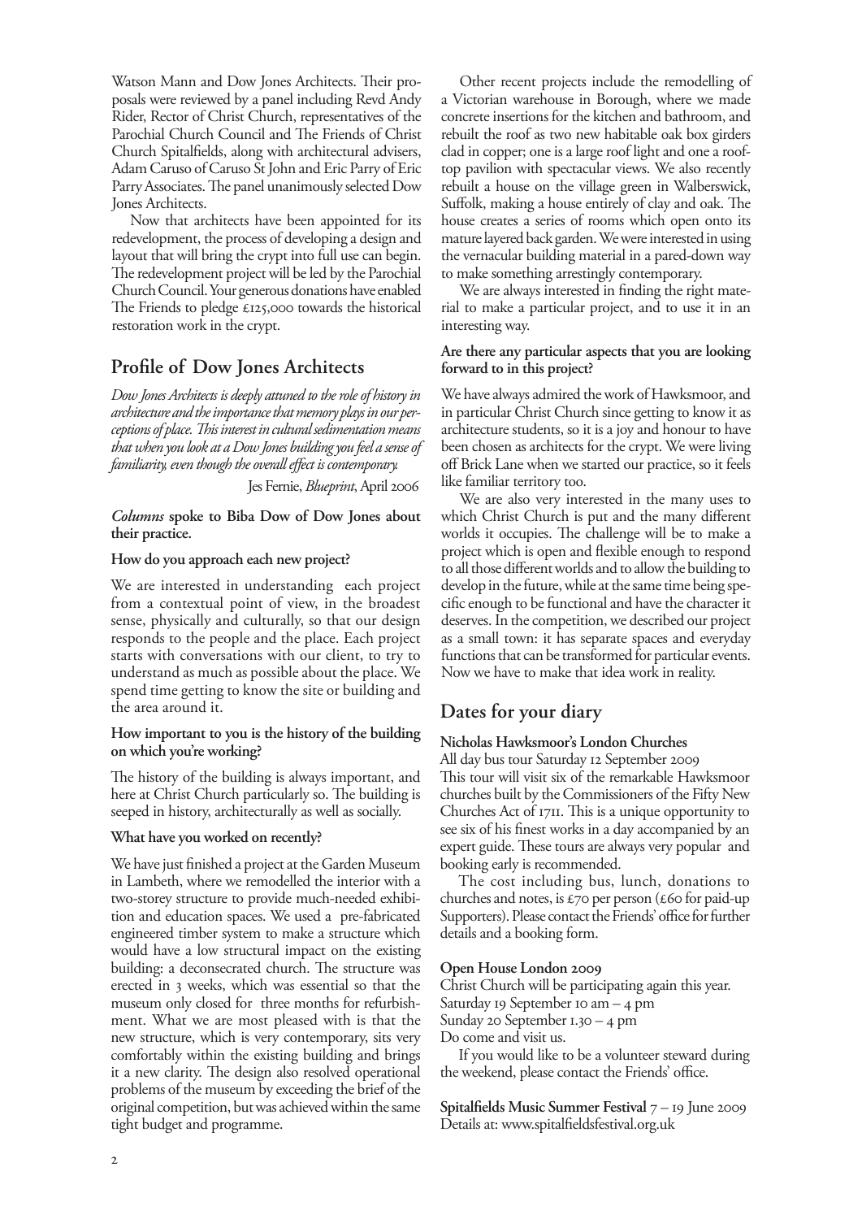Watson Mann and Dow Jones Architects. Their proposals were reviewed by a panel including Revd Andy Rider, Rector of Christ Church, representatives of the Parochial Church Council and The Friends of Christ Church Spitalfields, along with architectural advisers, Adam Caruso of Caruso St John and Eric Parry of Eric Parry Associates. The panel unanimously selected Dow Jones Architects.

Now that architects have been appointed for its redevelopment, the process of developing a design and layout that will bring the crypt into full use can begin. The redevelopment project will be led by the Parochial Church Council. Your generous donations have enabled The Friends to pledge £125,000 towards the historical restoration work in the crypt.

## Profile of Dow Jones Architects

*Dow Jones Architects is deeply attuned to the role of history in architecture and the importance that memory plays in our perceptions of place. This interest in cultural sedimentation means that when you look at a Dow Jones building you feel a sense of familiarity, even though the overall effect is contemporary.*

Jes Fernie, *Blueprint*, April 2006

***Columns* spoke to Biba Dow of Dow Jones about their practice.**

**How do you approach each new project?**

We are interested in understanding each project from a contextual point of view, in the broadest sense, physically and culturally, so that our design responds to the people and the place. Each project starts with conversations with our client, to try to understand as much as possible about the place. We spend time getting to know the site or building and the area around it.

**How important to you is the history of the building on which you're working?**

The history of the building is always important, and here at Christ Church particularly so. The building is seeped in history, architecturally as well as socially.

**What have you worked on recently?**

We have just finished a project at the Garden Museum in Lambeth, where we remodelled the interior with a two-storey structure to provide much-needed exhibition and education spaces. We used a pre-fabricated engineered timber system to make a structure which would have a low structural impact on the existing building: a deconsecrated church. The structure was erected in 3 weeks, which was essential so that the museum only closed for three months for refurbishment. What we are most pleased with is that the new structure, which is very contemporary, sits very comfortably within the existing building and brings it a new clarity. The design also resolved operational problems of the museum by exceeding the brief of the original competition, but was achieved within the same tight budget and programme.

Other recent projects include the remodelling of a Victorian warehouse in Borough, where we made concrete insertions for the kitchen and bathroom, and rebuilt the roof as two new habitable oak box girders clad in copper; one is a large roof light and one a rooftop pavilion with spectacular views. We also recently rebuilt a house on the village green in Walberswick, Suffolk, making a house entirely of clay and oak. The house creates a series of rooms which open onto its mature layered back garden. We were interested in using the vernacular building material in a pared-down way to make something arrestingly contemporary.

We are always interested in finding the right material to make a particular project, and to use it in an interesting way.

**Are there any particular aspects that you are looking forward to in this project?**

We have always admired the work of Hawksmoor, and in particular Christ Church since getting to know it as architecture students, so it is a joy and honour to have been chosen as architects for the crypt. We were living off Brick Lane when we started our practice, so it feels like familiar territory too.

We are also very interested in the many uses to which Christ Church is put and the many different worlds it occupies. The challenge will be to make a project which is open and flexible enough to respond to all those different worlds and to allow the building to develop in the future, while at the same time being specific enough to be functional and have the character it deserves. In the competition, we described our project as a small town: it has separate spaces and everyday functions that can be transformed for particular events. Now we have to make that idea work in reality.

## Dates for your diary

**Nicholas Hawksmoor's London Churches**

All day bus tour Saturday 12 September 2009

This tour will visit six of the remarkable Hawksmoor churches built by the Commissioners of the Fifty New Churches Act of 1711. This is a unique opportunity to see six of his finest works in a day accompanied by an expert guide. These tours are always very popular and booking early is recommended.

The cost including bus, lunch, donations to churches and notes, is £70 per person (£60 for paid-up Supporters). Please contact the Friends' office for further details and a booking form.

**Open House London 2009**

Christ Church will be participating again this year.
Saturday 19 September 10 am – 4 pm
Sunday 20 September 1.30 – 4 pm
Do come and visit us.

If you would like to be a volunteer steward during the weekend, please contact the Friends' office.

**Spitalfields Music Summer Festival** 7 – 19 June 2009
Details at: www.spitalfieldsfestival.org.uk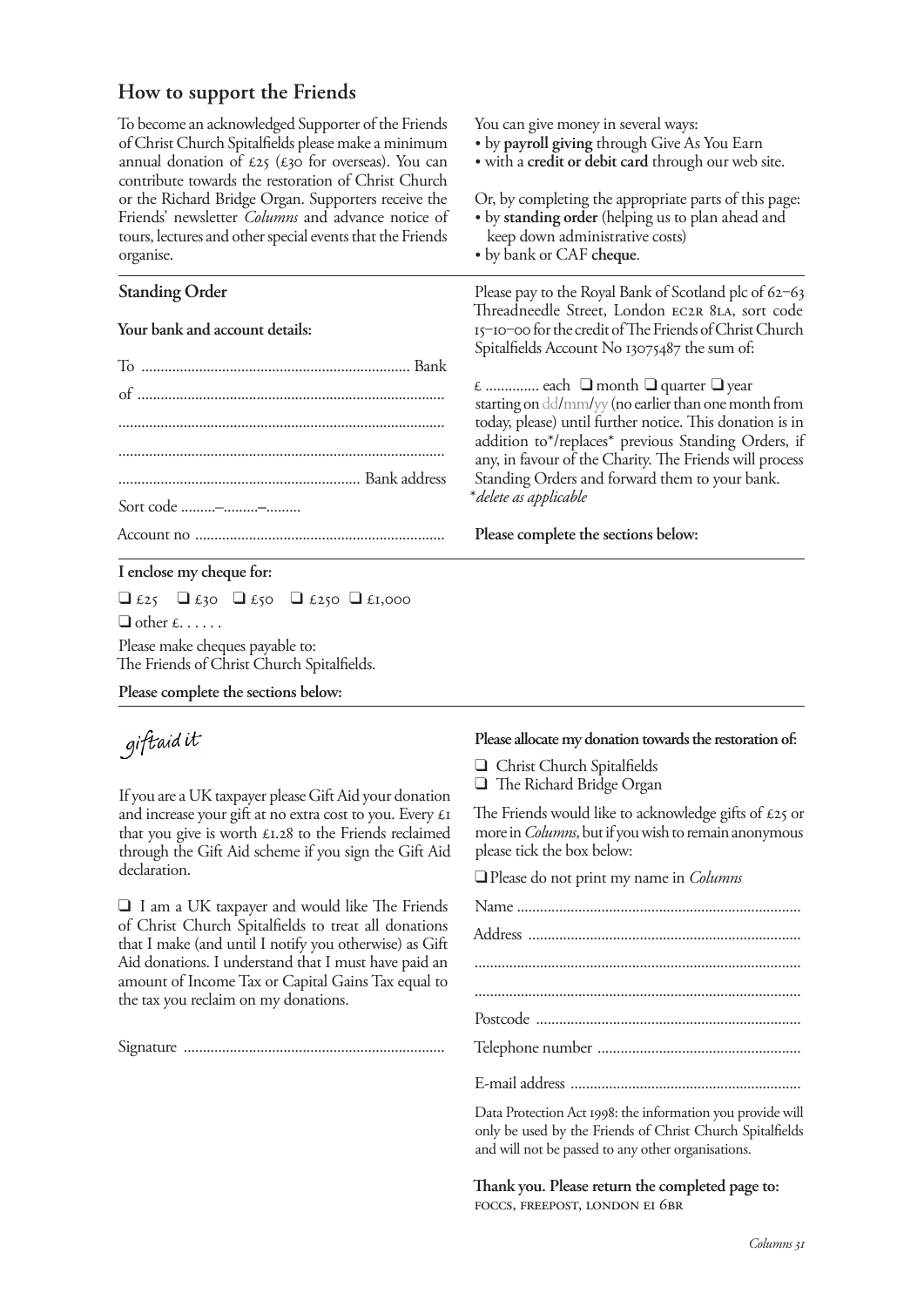## How to support the Friends

To become an acknowledged Supporter of the Friends of Christ Church Spitalfields please make a minimum annual donation of £25 (£30 for overseas). You can contribute towards the restoration of Christ Church or the Richard Bridge Organ. Supporters receive the Friends' newsletter *Columns* and advance notice of tours, lectures and other special events that the Friends organise.

You can give money in several ways:

- by **payroll giving** through Give As You Earn
- with a **credit or debit card** through our web site.

Or, by completing the appropriate parts of this page:

- by **standing order** (helping us to plan ahead and keep down administrative costs)
- by bank or CAF **cheque**.

### Standing Order

**Your bank and account details:**

To ........................................................................ Bank

of ..............................................................................

..............................................................................

..............................................................................

.............................................................. Bank address

Sort code .........–.........–.........

Account no ................................................................

Please pay to the Royal Bank of Scotland plc of 62–63 Threadneedle Street, London EC2R 8LA, sort code 15–10–00 for the credit of The Friends of Christ Church Spitalfields Account No 13075487 the sum of:

£ ............. each ❑ month ❑ quarter ❑ year starting on dd/mm/yy (no earlier than one month from today, please) until further notice. This donation is in addition to*/replaces* previous Standing Orders, if any, in favour of the Charity. The Friends will process Standing Orders and forward them to your bank.

**delete as applicable*

**Please complete the sections below:**

**I enclose my cheque for:**

❑ £25 ❑ £30 ❑ £50 ❑ £250 ❑ £1,000

❑ other £. . . . . .

Please make cheques payable to:
The Friends of Christ Church Spitalfields.

**Please complete the sections below:**

### giftaid it

If you are a UK taxpayer please Gift Aid your donation and increase your gift at no extra cost to you. Every £1 that you give is worth £1.28 to the Friends reclaimed through the Gift Aid scheme if you sign the Gift Aid declaration.

❑ I am a UK taxpayer and would like The Friends of Christ Church Spitalfields to treat all donations that I make (and until I notify you otherwise) as Gift Aid donations. I understand that I must have paid an amount of Income Tax or Capital Gains Tax equal to the tax you reclaim on my donations.

Signature ....................................................................

**Please allocate my donation towards the restoration of:**

❑ Christ Church Spitalfields
❑ The Richard Bridge Organ

The Friends would like to acknowledge gifts of £25 or more in *Columns*, but if you wish to remain anonymous please tick the box below:

❑ Please do not print my name in *Columns*

Name ........................................................................

Address ......................................................................

..............................................................................

..............................................................................

Postcode ....................................................................

Telephone number ....................................................

E-mail address ...........................................................

Data Protection Act 1998: the information you provide will only be used by the Friends of Christ Church Spitalfields and will not be passed to any other organisations.

**Thank you. Please return the completed page to:**
FOCCS, FREEPOST, LONDON E1 6BR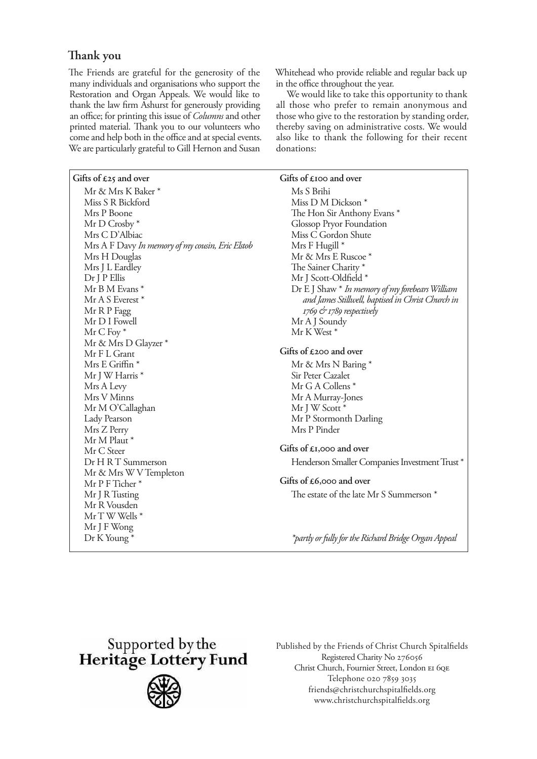## Thank you

The Friends are grateful for the generosity of the many individuals and organisations who support the Restoration and Organ Appeals. We would like to thank the law firm Ashurst for generously providing an office; for printing this issue of *Columns* and other printed material. Thank you to our volunteers who come and help both in the office and at special events. We are particularly grateful to Gill Hernon and Susan Whitehead who provide reliable and regular back up in the office throughout the year.

We would like to take this opportunity to thank all those who prefer to remain anonymous and those who give to the restoration by standing order, thereby saving on administrative costs. We would also like to thank the following for their recent donations:

**Gifts of £25 and over**

Mr & Mrs K Baker *
Miss S R Bickford
Mrs P Boone
Mr D Crosby *
Mrs C D'Albiac
Mrs A F Davy *In memory of my cousin, Eric Elstob*
Mrs H Douglas
Mrs J L Eardley
Dr J P Ellis
Mr B M Evans *
Mr A S Everest *
Mr R P Fagg
Mr D I Fowell
Mr C Foy *
Mr & Mrs D Glayzer *
Mr F L Grant
Mrs E Griffin *
Mr J W Harris *
Mrs A Levy
Mrs V Minns
Mr M O'Callaghan
Lady Pearson
Mrs Z Perry
Mr M Plaut *
Mr C Steer
Dr H R T Summerson
Mr & Mrs W V Templeton
Mr P F Ticher *
Mr J R Tusting
Mr R Vousden
Mr T W Wells *
Mr J F Wong
Dr K Young *

**Gifts of £100 and over**

Ms S Brihi
Miss D M Dickson *
The Hon Sir Anthony Evans *
Glossop Pryor Foundation
Miss C Gordon Shute
Mrs F Hugill *
Mr & Mrs E Ruscoe *
The Sainer Charity *
Mr J Scott-Oldfield *
Dr E J Shaw * *In memory of my forebears William and James Stillwell, baptised in Christ Church in 1769 & 1789 respectively*
Mr A J Soundy
Mr K West *

**Gifts of £200 and over**

Mr & Mrs N Baring *
Sir Peter Cazalet
Mr G A Collens *
Mr A Murray-Jones
Mr J W Scott *
Mr P Stormonth Darling
Mrs P Pinder

**Gifts of £1,000 and over**

Henderson Smaller Companies Investment Trust *

**Gifts of £6,000 and over**

The estate of the late Mr S Summerson *

*\*partly or fully for the Richard Bridge Organ Appeal*

Supported by the
**Heritage Lottery Fund**

Published by the Friends of Christ Church Spitalfields
Registered Charity No 276056
Christ Church, Fournier Street, London E1 6QE
Telephone 020 7859 3035
friends@christchurchspitalfields.org
www.christchurchspitalfields.org